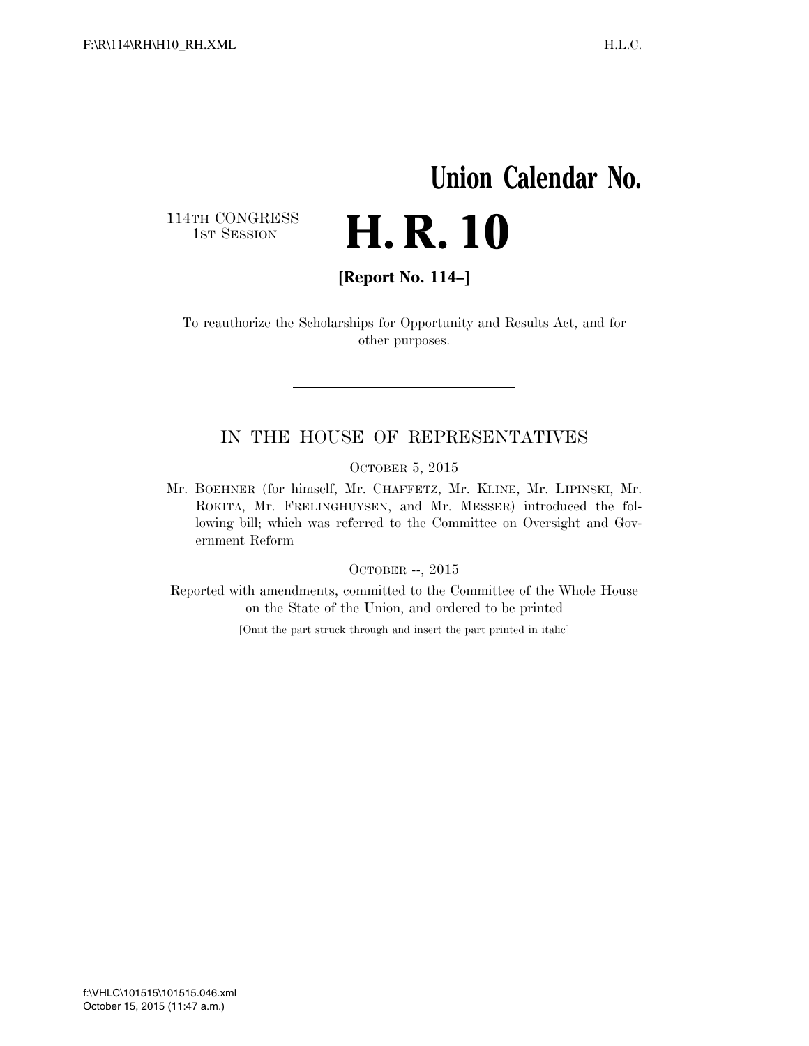# Union Calendar No.

114TH CONGRESS
1ST SESSION

# H. R. 10

**[Report No. 114–]**

To reauthorize the Scholarships for Opportunity and Results Act, and for other purposes.

---

## IN THE HOUSE OF REPRESENTATIVES

OCTOBER 5, 2015

Mr. BOEHNER (for himself, Mr. CHAFFETZ, Mr. KLINE, Mr. LIPINSKI, Mr. ROKITA, Mr. FRELINGHUYSEN, and Mr. MESSER) introduced the following bill; which was referred to the Committee on Oversight and Government Reform

OCTOBER --, 2015

Reported with amendments, committed to the Committee of the Whole House on the State of the Union, and ordered to be printed

[Omit the part struck through and insert the part printed in italic]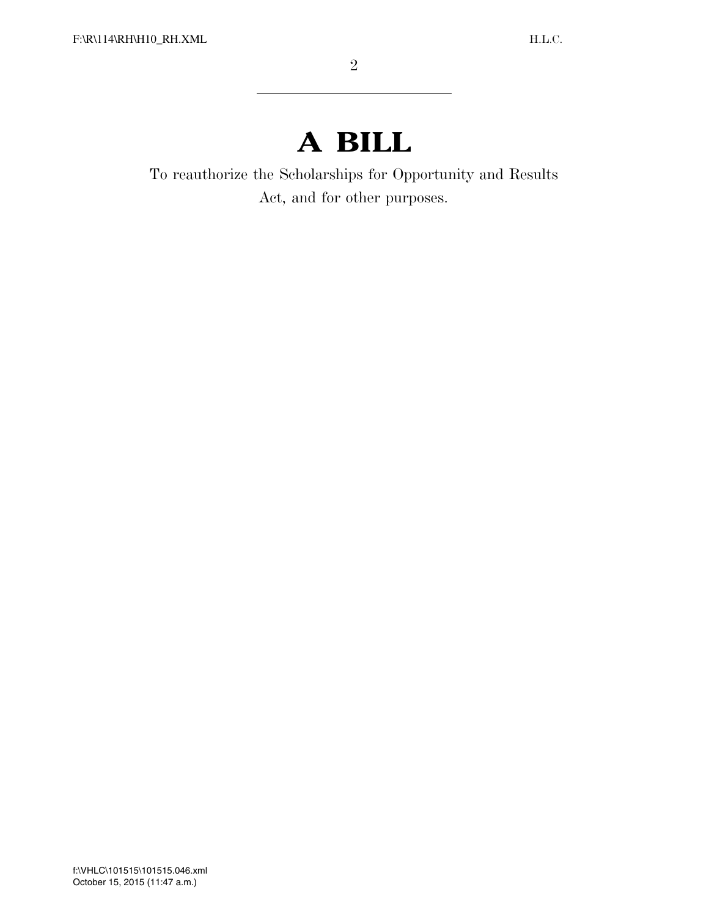# A BILL

To reauthorize the Scholarships for Opportunity and Results Act, and for other purposes.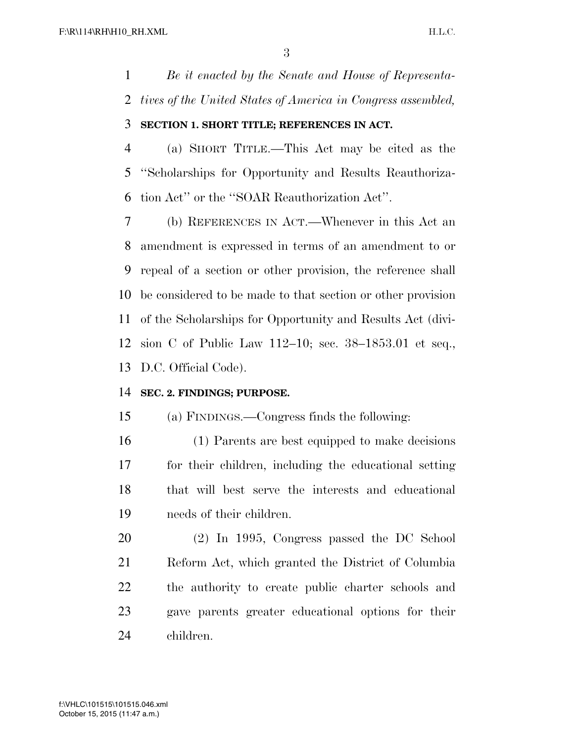*Be it enacted by the Senate and House of Representatives of the United States of America in Congress assembled,*

**SECTION 1. SHORT TITLE; REFERENCES IN ACT.**

(a) SHORT TITLE.—This Act may be cited as the ''Scholarships for Opportunity and Results Reauthorization Act'' or the ''SOAR Reauthorization Act''.

(b) REFERENCES IN ACT.—Whenever in this Act an amendment is expressed in terms of an amendment to or repeal of a section or other provision, the reference shall be considered to be made to that section or other provision of the Scholarships for Opportunity and Results Act (division C of Public Law 112–10; sec. 38–1853.01 et seq., D.C. Official Code).

**SEC. 2. FINDINGS; PURPOSE.**

(a) FINDINGS.—Congress finds the following:

(1) Parents are best equipped to make decisions for their children, including the educational setting that will best serve the interests and educational needs of their children.

(2) In 1995, Congress passed the DC School Reform Act, which granted the District of Columbia the authority to create public charter schools and gave parents greater educational options for their children.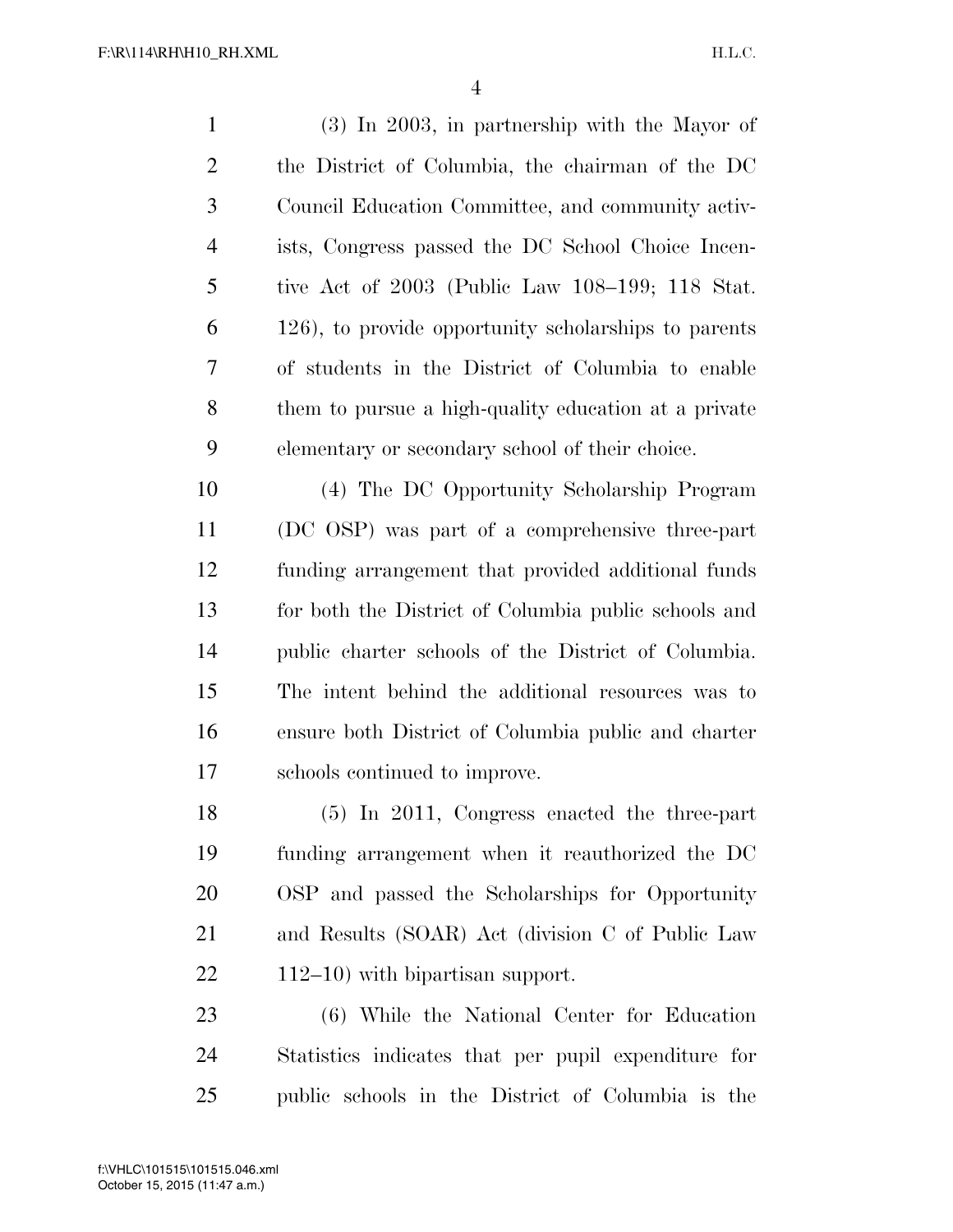(3) In 2003, in partnership with the Mayor of the District of Columbia, the chairman of the DC Council Education Committee, and community activists, Congress passed the DC School Choice Incentive Act of 2003 (Public Law 108–199; 118 Stat. 126), to provide opportunity scholarships to parents of students in the District of Columbia to enable them to pursue a high-quality education at a private elementary or secondary school of their choice.

(4) The DC Opportunity Scholarship Program (DC OSP) was part of a comprehensive three-part funding arrangement that provided additional funds for both the District of Columbia public schools and public charter schools of the District of Columbia. The intent behind the additional resources was to ensure both District of Columbia public and charter schools continued to improve.

(5) In 2011, Congress enacted the three-part funding arrangement when it reauthorized the DC OSP and passed the Scholarships for Opportunity and Results (SOAR) Act (division C of Public Law 112–10) with bipartisan support.

(6) While the National Center for Education Statistics indicates that per pupil expenditure for public schools in the District of Columbia is the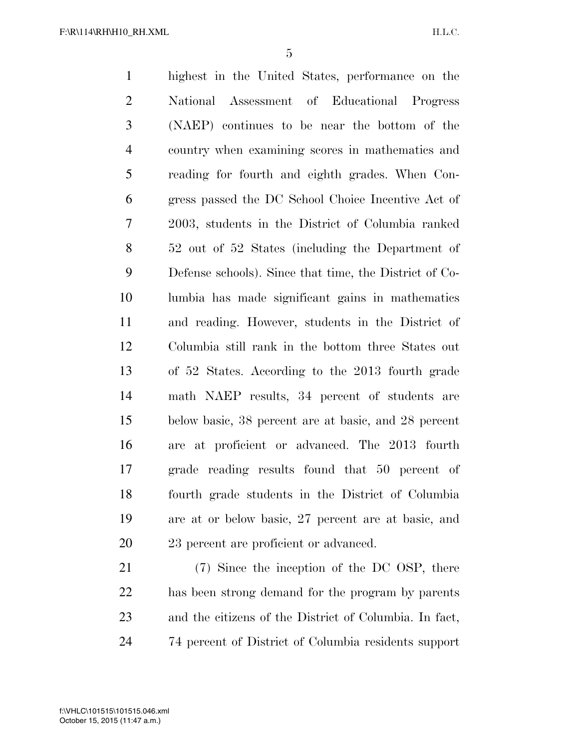highest in the United States, performance on the National Assessment of Educational Progress (NAEP) continues to be near the bottom of the country when examining scores in mathematics and reading for fourth and eighth grades. When Congress passed the DC School Choice Incentive Act of 2003, students in the District of Columbia ranked 52 out of 52 States (including the Department of Defense schools). Since that time, the District of Columbia has made significant gains in mathematics and reading. However, students in the District of Columbia still rank in the bottom three States out of 52 States. According to the 2013 fourth grade math NAEP results, 34 percent of students are below basic, 38 percent are at basic, and 28 percent are at proficient or advanced. The 2013 fourth grade reading results found that 50 percent of fourth grade students in the District of Columbia are at or below basic, 27 percent are at basic, and 23 percent are proficient or advanced.

(7) Since the inception of the DC OSP, there has been strong demand for the program by parents and the citizens of the District of Columbia. In fact, 74 percent of District of Columbia residents support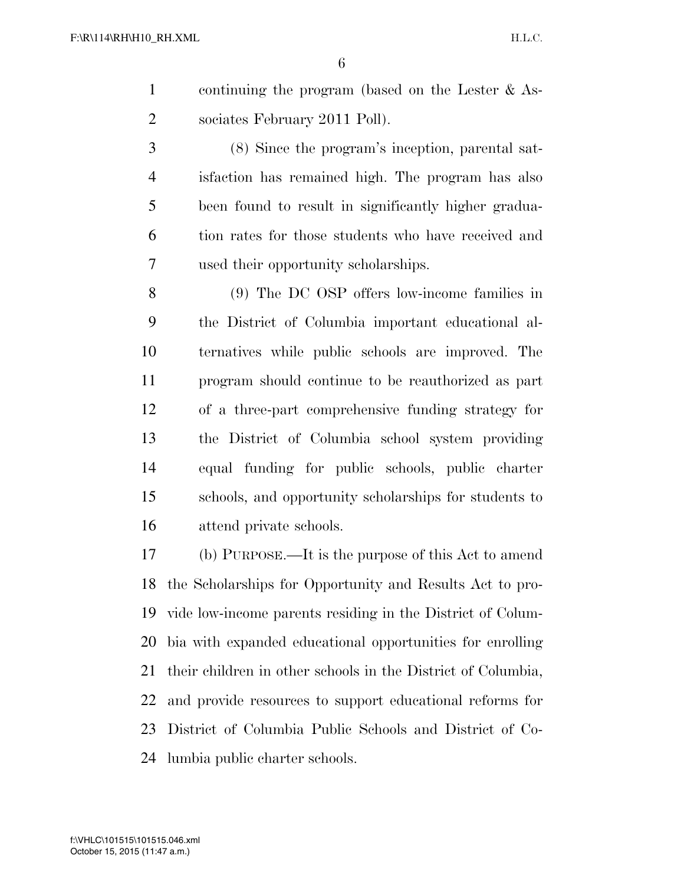continuing the program (based on the Lester & Associates February 2011 Poll).

(8) Since the program's inception, parental satisfaction has remained high. The program has also been found to result in significantly higher graduation rates for those students who have received and used their opportunity scholarships.

(9) The DC OSP offers low-income families in the District of Columbia important educational alternatives while public schools are improved. The program should continue to be reauthorized as part of a three-part comprehensive funding strategy for the District of Columbia school system providing equal funding for public schools, public charter schools, and opportunity scholarships for students to attend private schools.

(b) PURPOSE.—It is the purpose of this Act to amend the Scholarships for Opportunity and Results Act to provide low-income parents residing in the District of Columbia with expanded educational opportunities for enrolling their children in other schools in the District of Columbia, and provide resources to support educational reforms for District of Columbia Public Schools and District of Columbia public charter schools.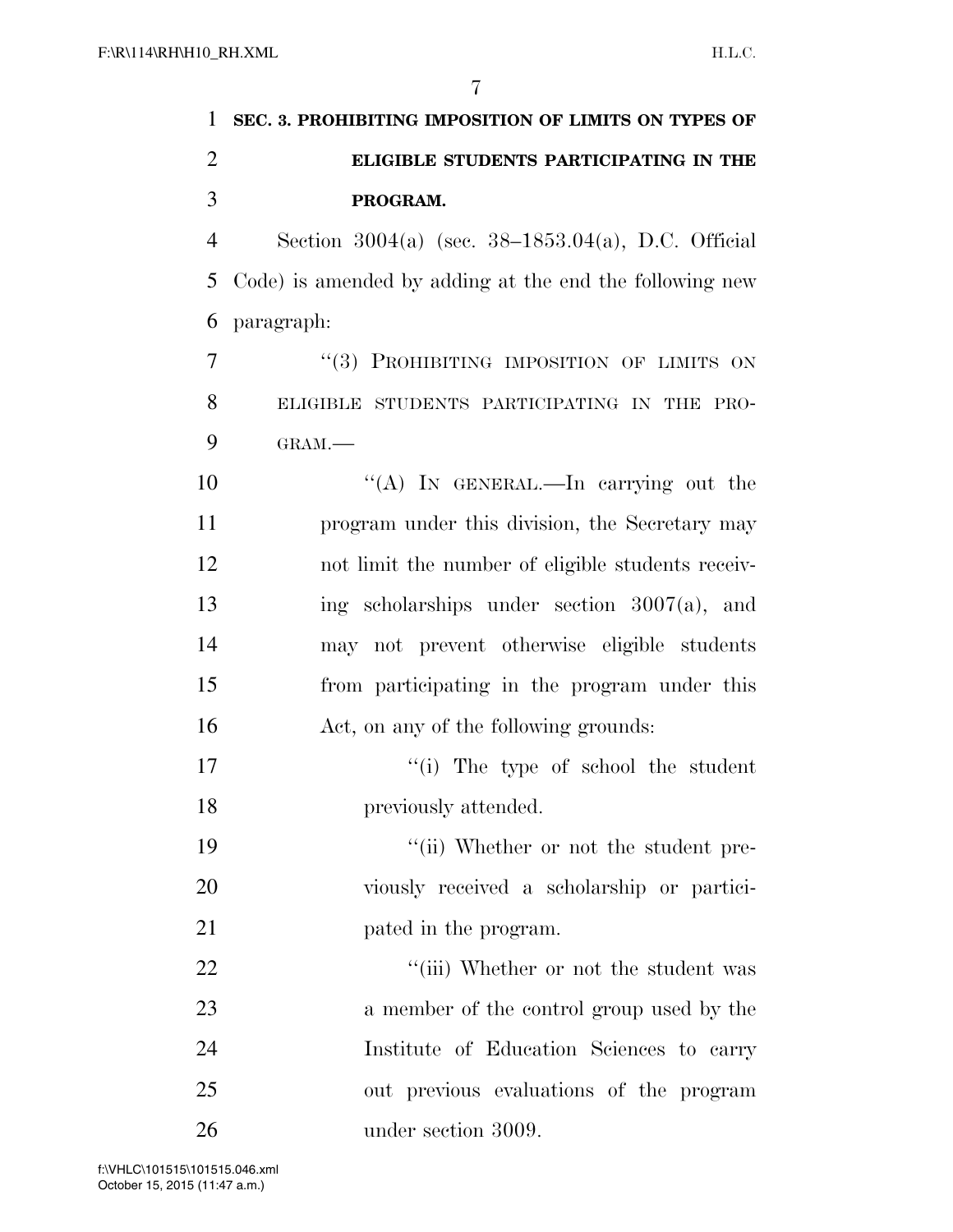**SEC. 3. PROHIBITING IMPOSITION OF LIMITS ON TYPES OF ELIGIBLE STUDENTS PARTICIPATING IN THE PROGRAM.**

Section 3004(a) (sec. 38–1853.04(a), D.C. Official Code) is amended by adding at the end the following new paragraph:

"(3) PROHIBITING IMPOSITION OF LIMITS ON ELIGIBLE STUDENTS PARTICIPATING IN THE PROGRAM.—

"(A) IN GENERAL.—In carrying out the program under this division, the Secretary may not limit the number of eligible students receiving scholarships under section 3007(a), and may not prevent otherwise eligible students from participating in the program under this Act, on any of the following grounds:

"(i) The type of school the student previously attended.

"(ii) Whether or not the student previously received a scholarship or participated in the program.

"(iii) Whether or not the student was a member of the control group used by the Institute of Education Sciences to carry out previous evaluations of the program under section 3009.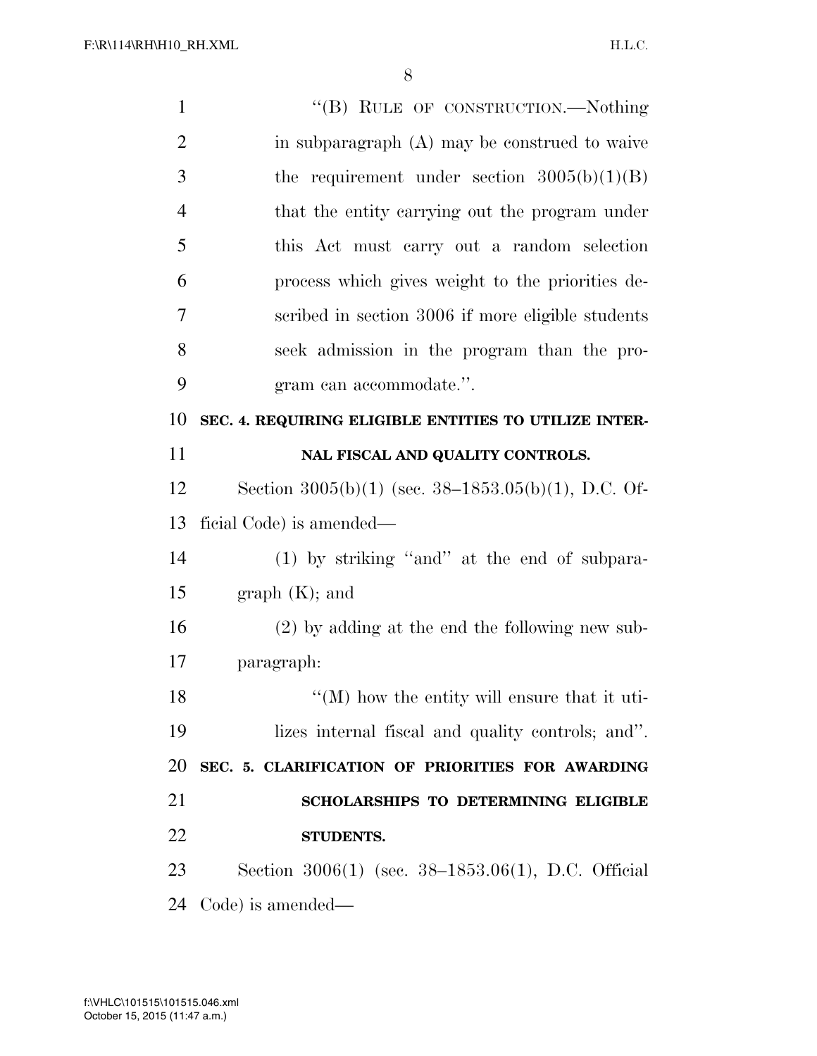"(B) RULE OF CONSTRUCTION.—Nothing in subparagraph (A) may be construed to waive the requirement under section 3005(b)(1)(B) that the entity carrying out the program under this Act must carry out a random selection process which gives weight to the priorities described in section 3006 if more eligible students seek admission in the program than the program can accommodate.".

**SEC. 4. REQUIRING ELIGIBLE ENTITIES TO UTILIZE INTERNAL FISCAL AND QUALITY CONTROLS.**

Section 3005(b)(1) (sec. 38–1853.05(b)(1), D.C. Official Code) is amended—

(1) by striking "and" at the end of subparagraph (K); and

(2) by adding at the end the following new subparagraph:

"(M) how the entity will ensure that it utilizes internal fiscal and quality controls; and".

**SEC. 5. CLARIFICATION OF PRIORITIES FOR AWARDING SCHOLARSHIPS TO DETERMINING ELIGIBLE STUDENTS.**

Section 3006(1) (sec. 38–1853.06(1), D.C. Official Code) is amended—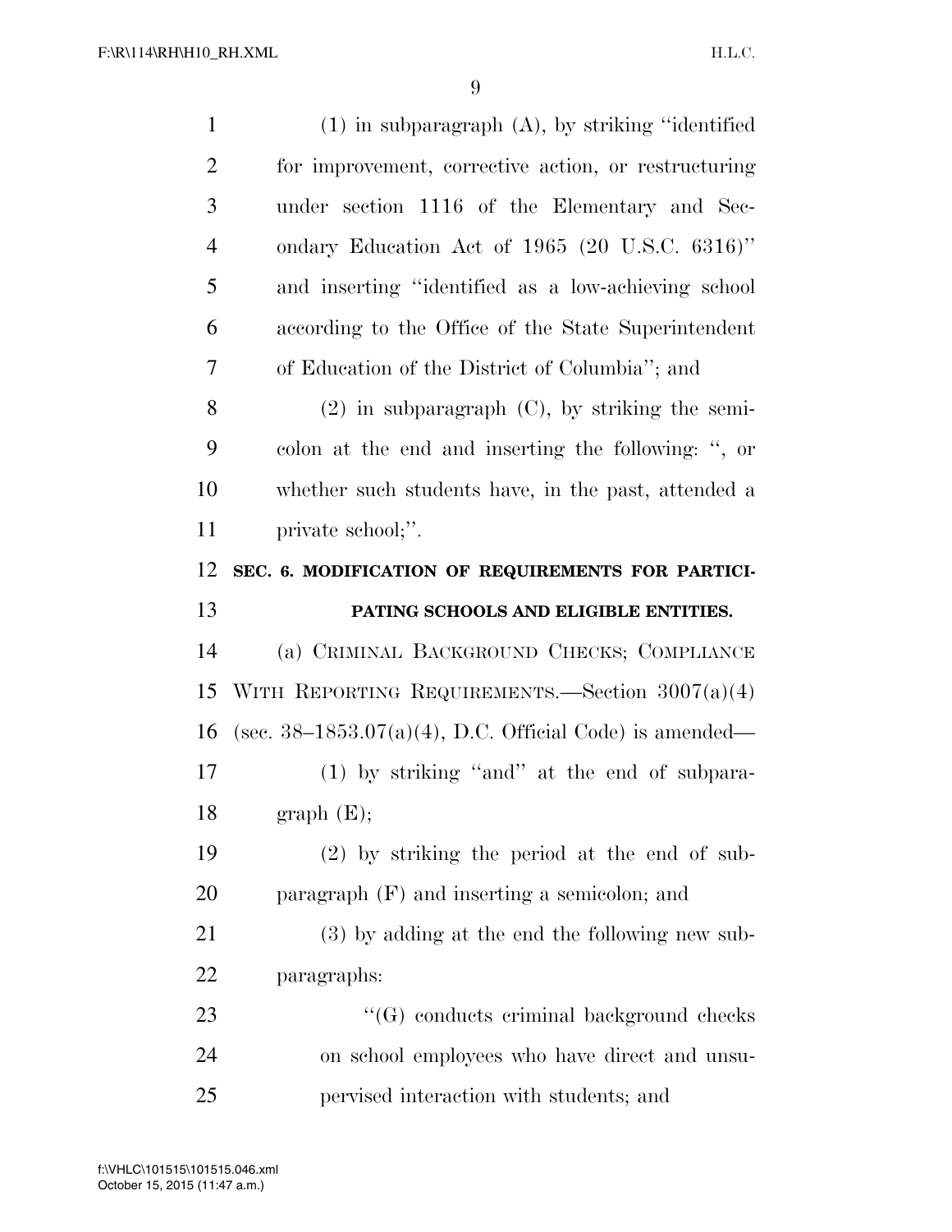(1) in subparagraph (A), by striking "identified for improvement, corrective action, or restructuring under section 1116 of the Elementary and Secondary Education Act of 1965 (20 U.S.C. 6316)" and inserting "identified as a low-achieving school according to the Office of the State Superintendent of Education of the District of Columbia"; and

(2) in subparagraph (C), by striking the semicolon at the end and inserting the following: ", or whether such students have, in the past, attended a private school;".

**SEC. 6. MODIFICATION OF REQUIREMENTS FOR PARTICIPATING SCHOOLS AND ELIGIBLE ENTITIES.**

(a) CRIMINAL BACKGROUND CHECKS; COMPLIANCE WITH REPORTING REQUIREMENTS.—Section 3007(a)(4) (sec. 38–1853.07(a)(4), D.C. Official Code) is amended—

(1) by striking "and" at the end of subparagraph (E);

(2) by striking the period at the end of subparagraph (F) and inserting a semicolon; and

(3) by adding at the end the following new subparagraphs:

"(G) conducts criminal background checks on school employees who have direct and unsupervised interaction with students; and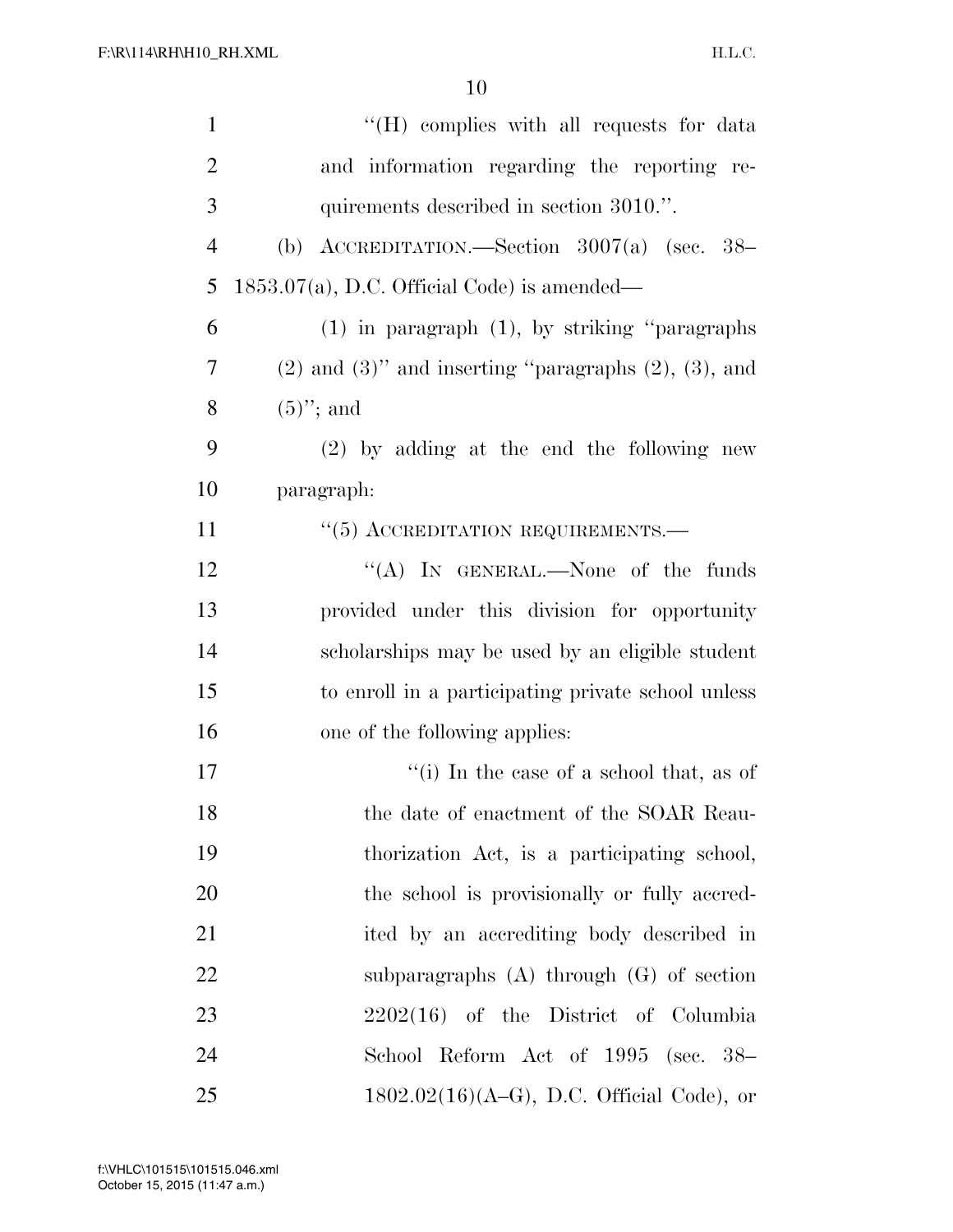''(H) complies with all requests for data and information regarding the reporting requirements described in section 3010.''.

(b) ACCREDITATION.—Section 3007(a) (sec. 38–1853.07(a), D.C. Official Code) is amended—

(1) in paragraph (1), by striking ''paragraphs (2) and (3)'' and inserting ''paragraphs (2), (3), and (5)''; and

(2) by adding at the end the following new paragraph:

''(5) ACCREDITATION REQUIREMENTS.—

''(A) IN GENERAL.—None of the funds provided under this division for opportunity scholarships may be used by an eligible student to enroll in a participating private school unless one of the following applies:

''(i) In the case of a school that, as of the date of enactment of the SOAR Reauthorization Act, is a participating school, the school is provisionally or fully accredited by an accrediting body described in subparagraphs (A) through (G) of section 2202(16) of the District of Columbia School Reform Act of 1995 (sec. 38–1802.02(16)(A–G), D.C. Official Code), or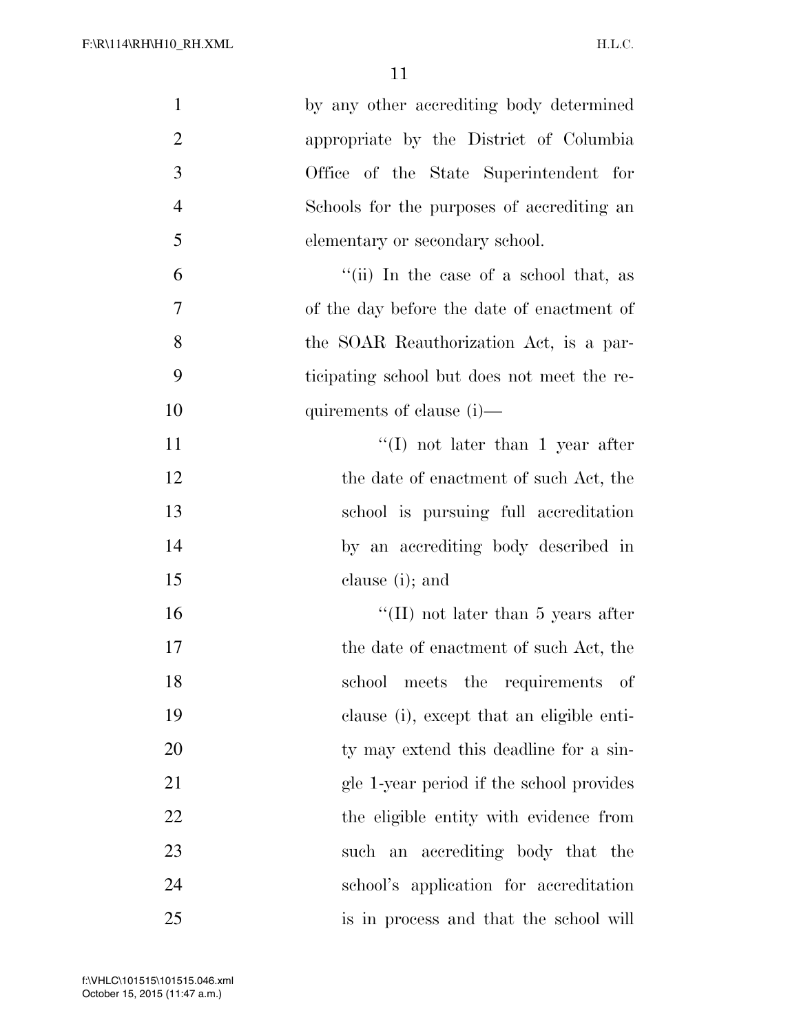by any other accrediting body determined appropriate by the District of Columbia Office of the State Superintendent for Schools for the purposes of accrediting an elementary or secondary school.

''(ii) In the case of a school that, as of the day before the date of enactment of the SOAR Reauthorization Act, is a participating school but does not meet the requirements of clause (i)—

''(I) not later than 1 year after the date of enactment of such Act, the school is pursuing full accreditation by an accrediting body described in clause (i); and

''(II) not later than 5 years after the date of enactment of such Act, the school meets the requirements of clause (i), except that an eligible entity may extend this deadline for a single 1-year period if the school provides the eligible entity with evidence from such an accrediting body that the school's application for accreditation is in process and that the school will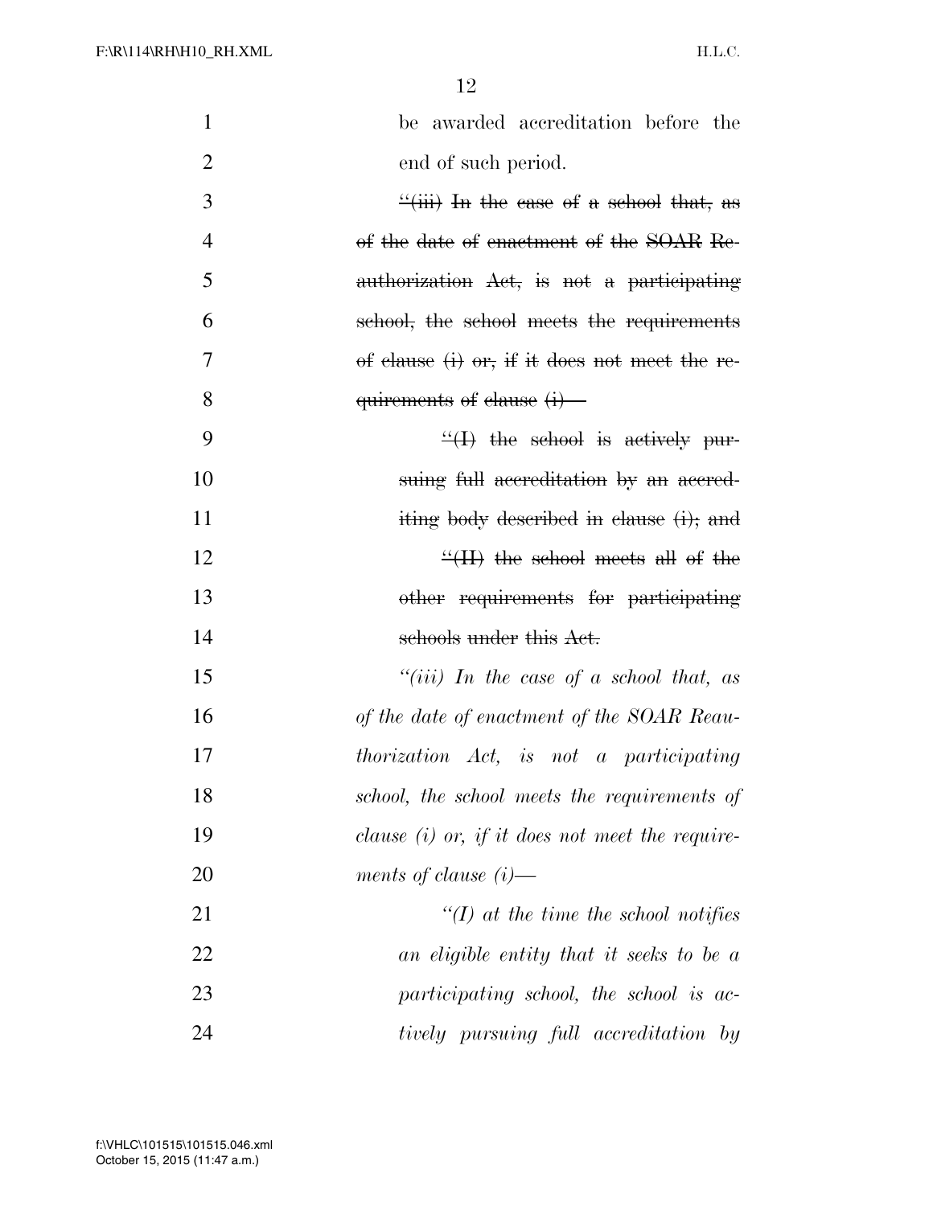be awarded accreditation before the end of such period.

~~"(iii) In the case of a school that, as of the date of enactment of the SOAR Reauthorization Act, is not a participating school, the school meets the requirements of clause (i) or, if it does not meet the requirements of clause (i)—~~

~~"(I) the school is actively pursuing full accreditation by an accrediting body described in clause (i); and~~

~~"(II) the school meets all of the other requirements for participating schools under this Act.~~

*"(iii) In the case of a school that, as of the date of enactment of the SOAR Reauthorization Act, is not a participating school, the school meets the requirements of clause (i) or, if it does not meet the requirements of clause (i)—*

*"(I) at the time the school notifies an eligible entity that it seeks to be a participating school, the school is actively pursuing full accreditation by*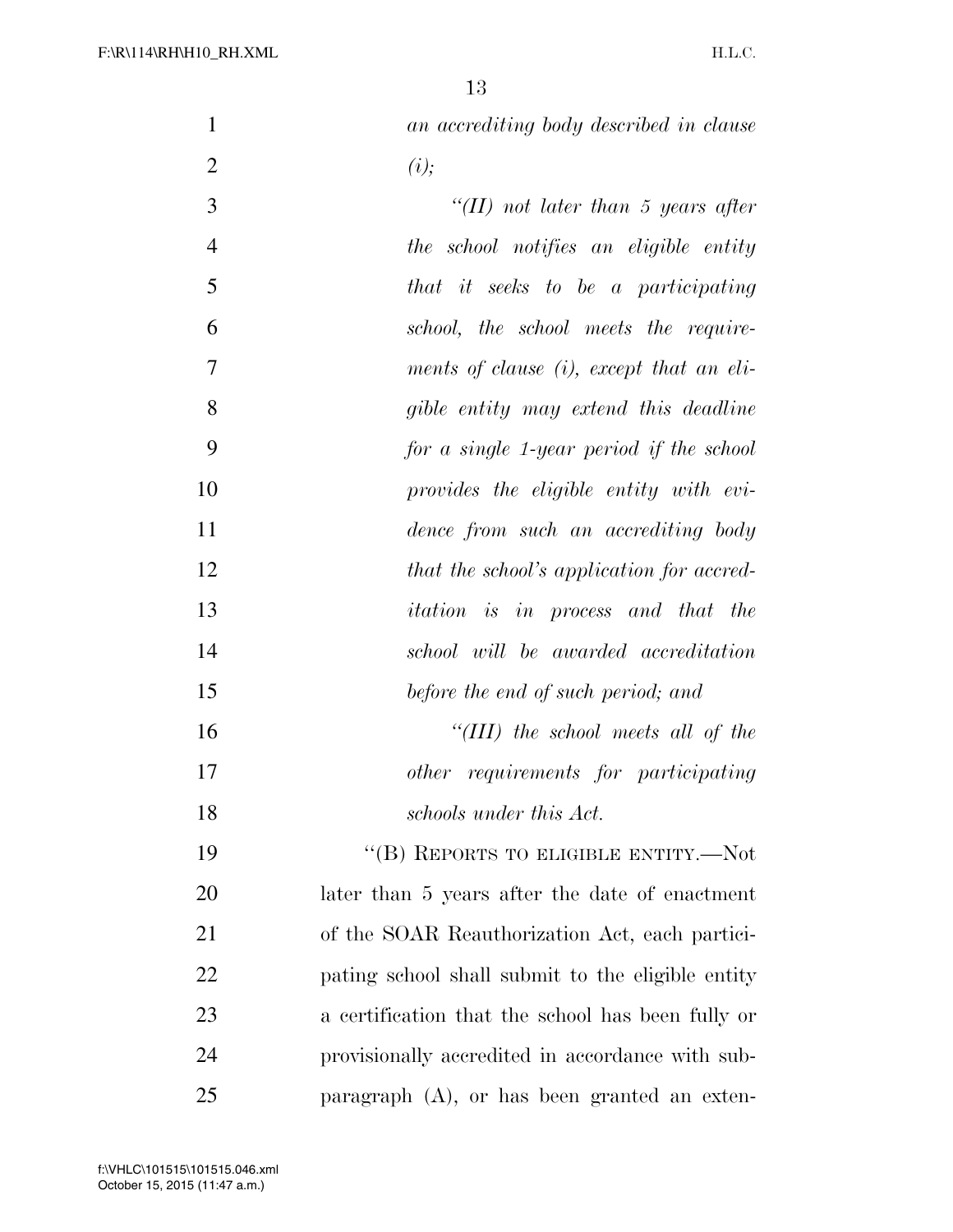*an accrediting body described in clause (i);*

*"(II) not later than 5 years after the school notifies an eligible entity that it seeks to be a participating school, the school meets the requirements of clause (i), except that an eligible entity may extend this deadline for a single 1-year period if the school provides the eligible entity with evidence from such an accrediting body that the school's application for accreditation is in process and that the school will be awarded accreditation before the end of such period; and*

*"(III) the school meets all of the other requirements for participating schools under this Act.*

"(B) REPORTS TO ELIGIBLE ENTITY.—Not later than 5 years after the date of enactment of the SOAR Reauthorization Act, each participating school shall submit to the eligible entity a certification that the school has been fully or provisionally accredited in accordance with subparagraph (A), or has been granted an exten-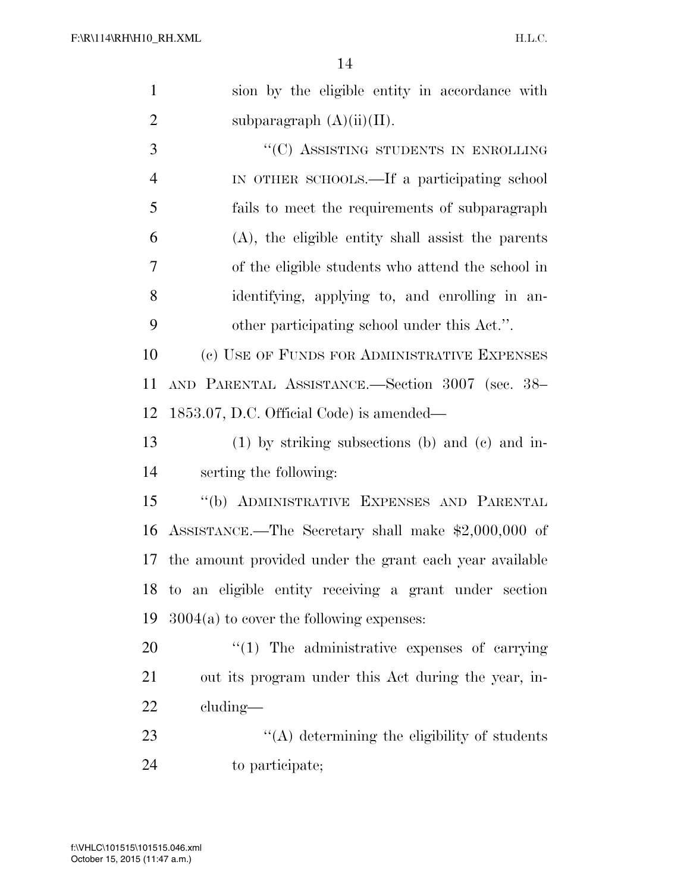sion by the eligible entity in accordance with subparagraph (A)(ii)(II).

"(C) ASSISTING STUDENTS IN ENROLLING IN OTHER SCHOOLS.—If a participating school fails to meet the requirements of subparagraph (A), the eligible entity shall assist the parents of the eligible students who attend the school in identifying, applying to, and enrolling in another participating school under this Act.".

(c) USE OF FUNDS FOR ADMINISTRATIVE EXPENSES AND PARENTAL ASSISTANCE.—Section 3007 (sec. 38–1853.07, D.C. Official Code) is amended—

(1) by striking subsections (b) and (c) and inserting the following:

"(b) ADMINISTRATIVE EXPENSES AND PARENTAL ASSISTANCE.—The Secretary shall make $2,000,000 of the amount provided under the grant each year available to an eligible entity receiving a grant under section 3004(a) to cover the following expenses:

"(1) The administrative expenses of carrying out its program under this Act during the year, including—

"(A) determining the eligibility of students to participate;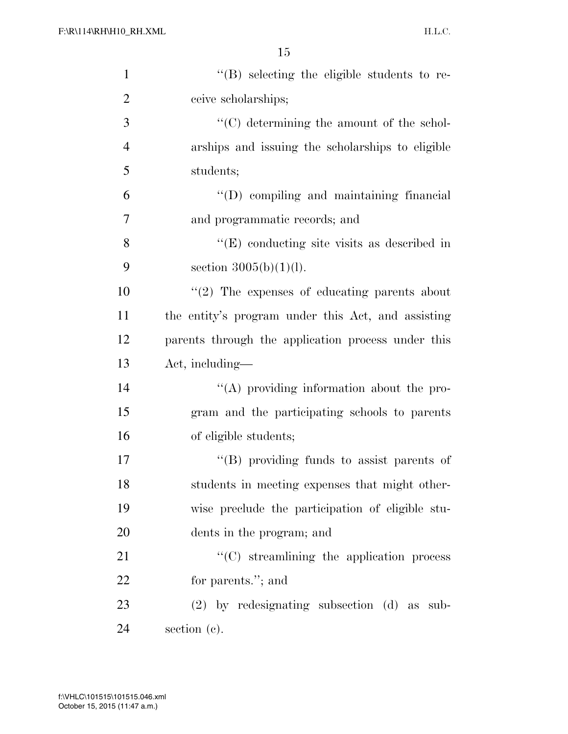"(B) selecting the eligible students to receive scholarships;

"(C) determining the amount of the scholarships and issuing the scholarships to eligible students;

"(D) compiling and maintaining financial and programmatic records; and

"(E) conducting site visits as described in section 3005(b)(1)(l).

"(2) The expenses of educating parents about the entity's program under this Act, and assisting parents through the application process under this Act, including—

"(A) providing information about the program and the participating schools to parents of eligible students;

"(B) providing funds to assist parents of students in meeting expenses that might otherwise preclude the participation of eligible students in the program; and

"(C) streamlining the application process for parents."; and

(2) by redesignating subsection (d) as subsection (c).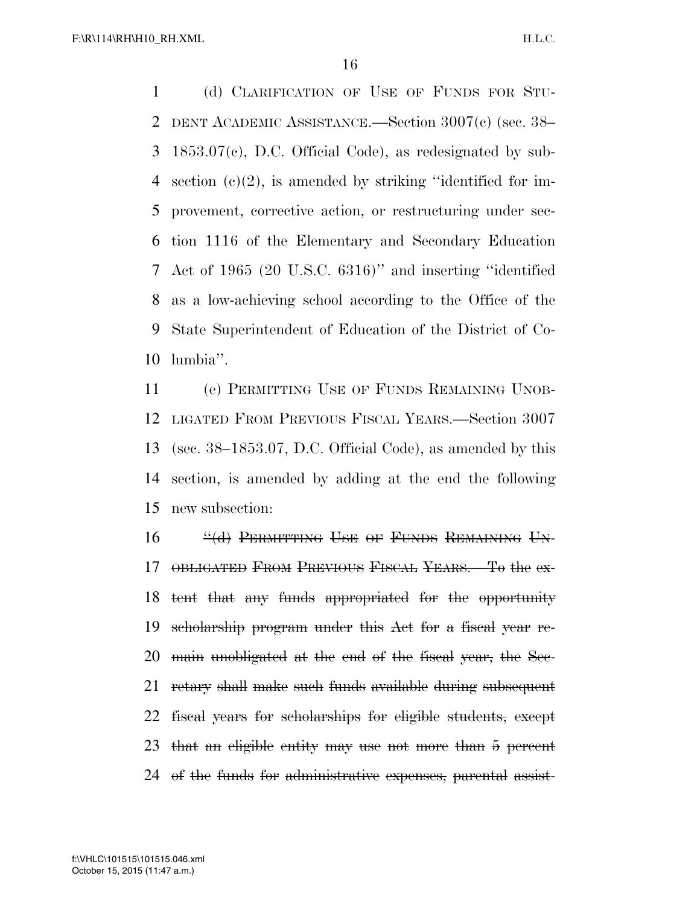(d) CLARIFICATION OF USE OF FUNDS FOR STUDENT ACADEMIC ASSISTANCE.—Section 3007(c) (sec. 38–1853.07(c), D.C. Official Code), as redesignated by subsection (c)(2), is amended by striking "identified for improvement, corrective action, or restructuring under section 1116 of the Elementary and Secondary Education Act of 1965 (20 U.S.C. 6316)" and inserting "identified as a low-achieving school according to the Office of the State Superintendent of Education of the District of Columbia".

(e) PERMITTING USE OF FUNDS REMAINING UNOBLIGATED FROM PREVIOUS FISCAL YEARS.—Section 3007 (sec. 38–1853.07, D.C. Official Code), as amended by this section, is amended by adding at the end the following new subsection:

~~"(d) PERMITTING USE OF FUNDS REMAINING UNOBLIGATED FROM PREVIOUS FISCAL YEARS.—To the extent that any funds appropriated for the opportunity scholarship program under this Act for a fiscal year remain unobligated at the end of the fiscal year, the Secretary shall make such funds available during subsequent fiscal years for scholarships for eligible students, except that an eligible entity may use not more than 5 percent of the funds for administrative expenses, parental assist-~~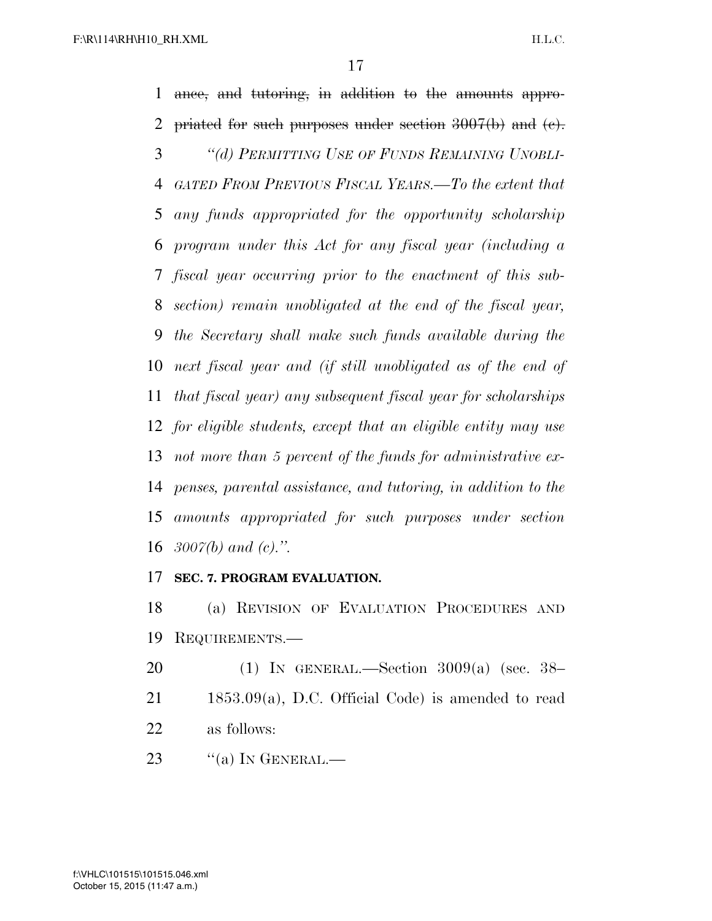~~ance, and tutoring, in addition to the amounts appropriated for such purposes under section 3007(b) and (c).~~

*"(d) PERMITTING USE OF FUNDS REMAINING UNOBLIGATED FROM PREVIOUS FISCAL YEARS.—To the extent that any funds appropriated for the opportunity scholarship program under this Act for any fiscal year (including a fiscal year occurring prior to the enactment of this subsection) remain unobligated at the end of the fiscal year, the Secretary shall make such funds available during the next fiscal year and (if still unobligated as of the end of that fiscal year) any subsequent fiscal year for scholarships for eligible students, except that an eligible entity may use not more than 5 percent of the funds for administrative expenses, parental assistance, and tutoring, in addition to the amounts appropriated for such purposes under section 3007(b) and (c).".*

**SEC. 7. PROGRAM EVALUATION.**

(a) REVISION OF EVALUATION PROCEDURES AND REQUIREMENTS.—

(1) IN GENERAL.—Section 3009(a) (sec. 38–1853.09(a), D.C. Official Code) is amended to read as follows:

"(a) IN GENERAL.—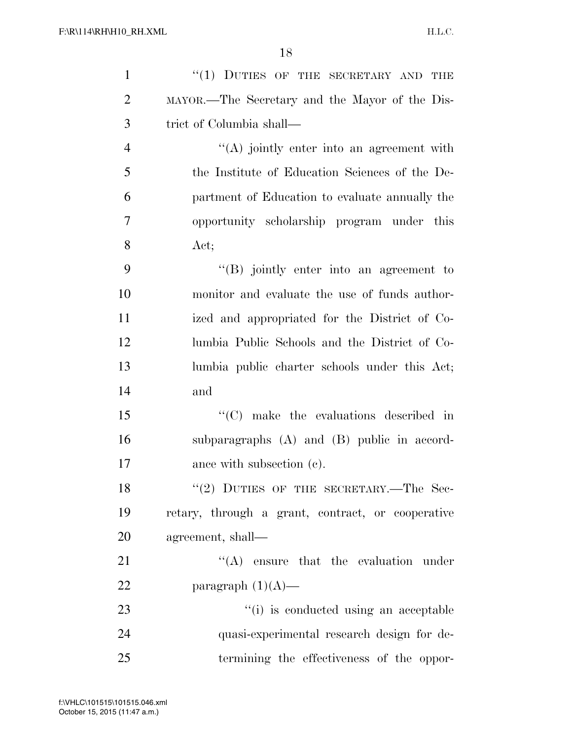"(1) DUTIES OF THE SECRETARY AND THE MAYOR.—The Secretary and the Mayor of the District of Columbia shall—

"(A) jointly enter into an agreement with the Institute of Education Sciences of the Department of Education to evaluate annually the opportunity scholarship program under this Act;

"(B) jointly enter into an agreement to monitor and evaluate the use of funds authorized and appropriated for the District of Columbia Public Schools and the District of Columbia public charter schools under this Act; and

"(C) make the evaluations described in subparagraphs (A) and (B) public in accordance with subsection (c).

"(2) DUTIES OF THE SECRETARY.—The Secretary, through a grant, contract, or cooperative agreement, shall—

"(A) ensure that the evaluation under paragraph (1)(A)—

"(i) is conducted using an acceptable quasi-experimental research design for determining the effectiveness of the oppor-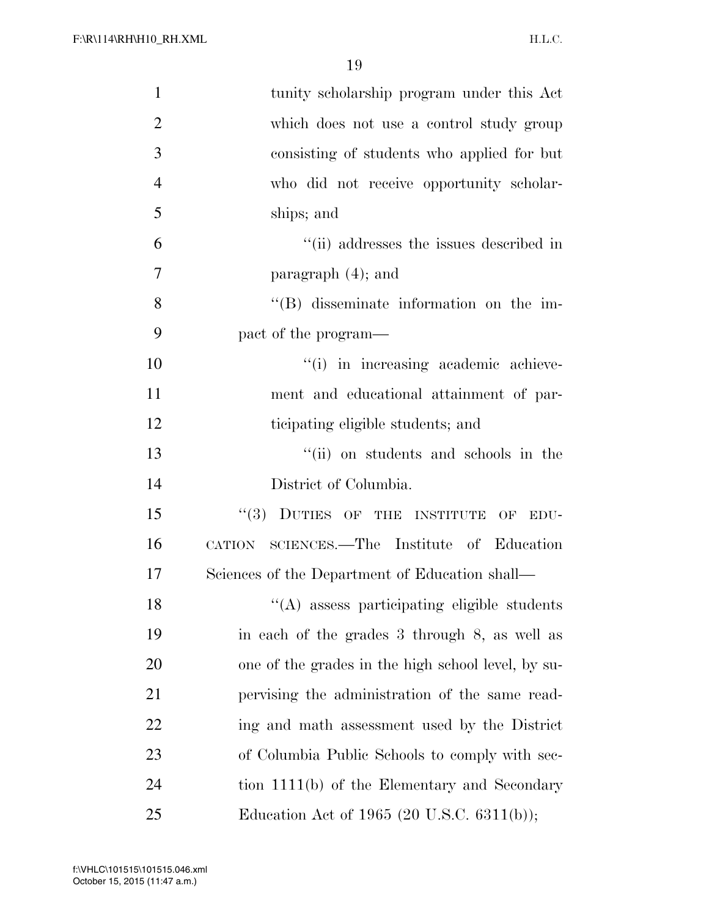tunity scholarship program under this Act which does not use a control study group consisting of students who applied for but who did not receive opportunity scholarships; and

"(ii) addresses the issues described in paragraph (4); and

"(B) disseminate information on the impact of the program—

"(i) in increasing academic achievement and educational attainment of participating eligible students; and

"(ii) on students and schools in the District of Columbia.

"(3) DUTIES OF THE INSTITUTE OF EDUCATION SCIENCES.—The Institute of Education Sciences of the Department of Education shall—

"(A) assess participating eligible students in each of the grades 3 through 8, as well as one of the grades in the high school level, by supervising the administration of the same reading and math assessment used by the District of Columbia Public Schools to comply with section 1111(b) of the Elementary and Secondary Education Act of 1965 (20 U.S.C. 6311(b));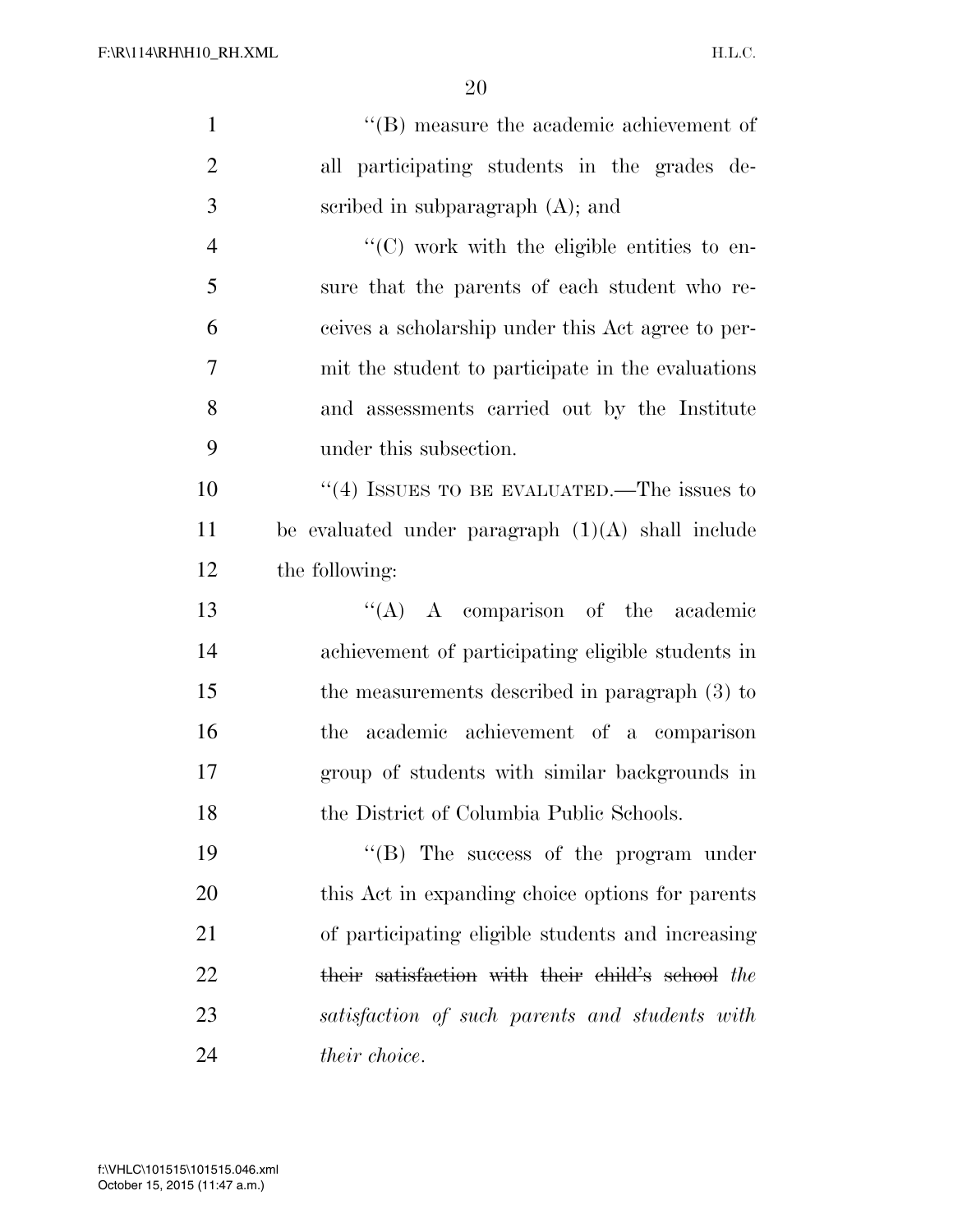"(B) measure the academic achievement of all participating students in the grades described in subparagraph (A); and

"(C) work with the eligible entities to ensure that the parents of each student who receives a scholarship under this Act agree to permit the student to participate in the evaluations and assessments carried out by the Institute under this subsection.

"(4) ISSUES TO BE EVALUATED.—The issues to be evaluated under paragraph (1)(A) shall include the following:

"(A) A comparison of the academic achievement of participating eligible students in the measurements described in paragraph (3) to the academic achievement of a comparison group of students with similar backgrounds in the District of Columbia Public Schools.

"(B) The success of the program under this Act in expanding choice options for parents of participating eligible students and increasing ~~their satisfaction with their child's school~~ *the satisfaction of such parents and students with their choice*.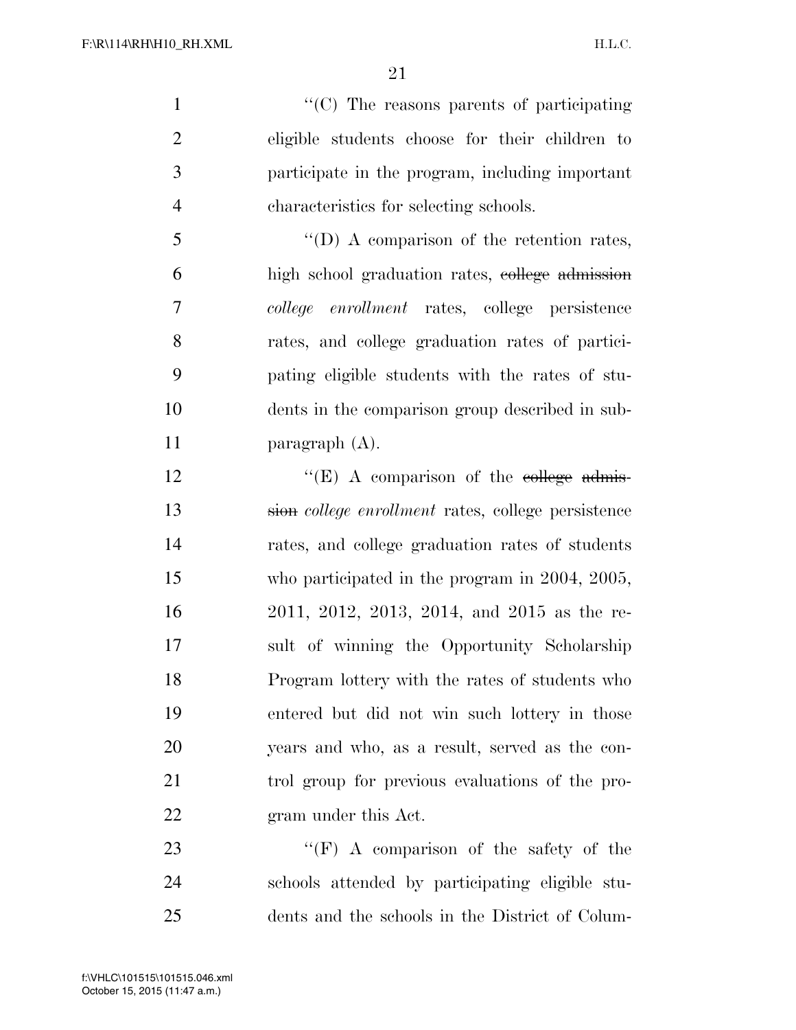"(C) The reasons parents of participating eligible students choose for their children to participate in the program, including important characteristics for selecting schools.

"(D) A comparison of the retention rates, high school graduation rates, ~~college admission~~ *college enrollment* rates, college persistence rates, and college graduation rates of participating eligible students with the rates of students in the comparison group described in subparagraph (A).

"(E) A comparison of the ~~college admission~~ *college enrollment* rates, college persistence rates, and college graduation rates of students who participated in the program in 2004, 2005, 2011, 2012, 2013, 2014, and 2015 as the result of winning the Opportunity Scholarship Program lottery with the rates of students who entered but did not win such lottery in those years and who, as a result, served as the control group for previous evaluations of the program under this Act.

"(F) A comparison of the safety of the schools attended by participating eligible students and the schools in the District of Colum-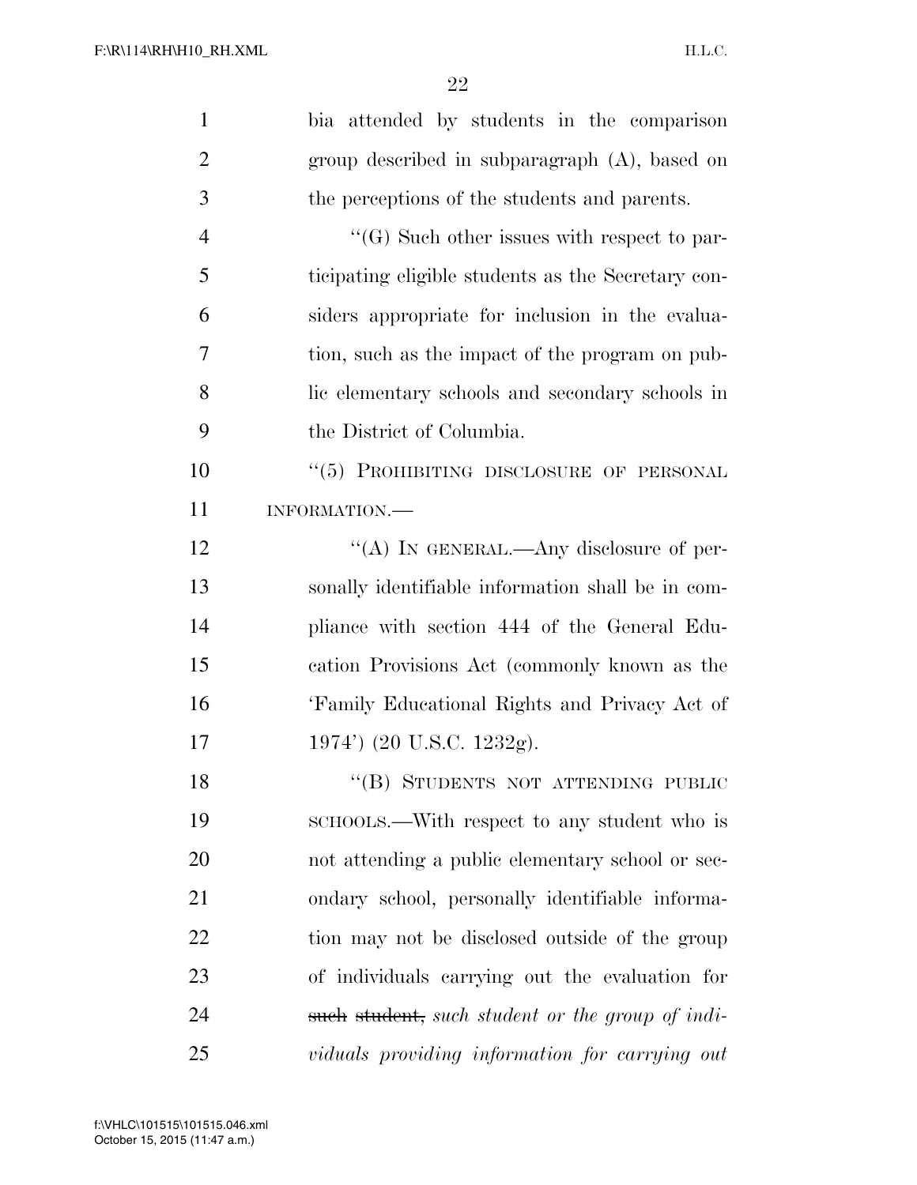bia attended by students in the comparison group described in subparagraph (A), based on the perceptions of the students and parents.

"(G) Such other issues with respect to participating eligible students as the Secretary considers appropriate for inclusion in the evaluation, such as the impact of the program on public elementary schools and secondary schools in the District of Columbia.

"(5) PROHIBITING DISCLOSURE OF PERSONAL INFORMATION.—

"(A) IN GENERAL.—Any disclosure of personally identifiable information shall be in compliance with section 444 of the General Education Provisions Act (commonly known as the 'Family Educational Rights and Privacy Act of 1974') (20 U.S.C. 1232g).

"(B) STUDENTS NOT ATTENDING PUBLIC SCHOOLS.—With respect to any student who is not attending a public elementary school or secondary school, personally identifiable information may not be disclosed outside of the group of individuals carrying out the evaluation for ~~such student,~~ *such student or the group of individuals providing information for carrying out*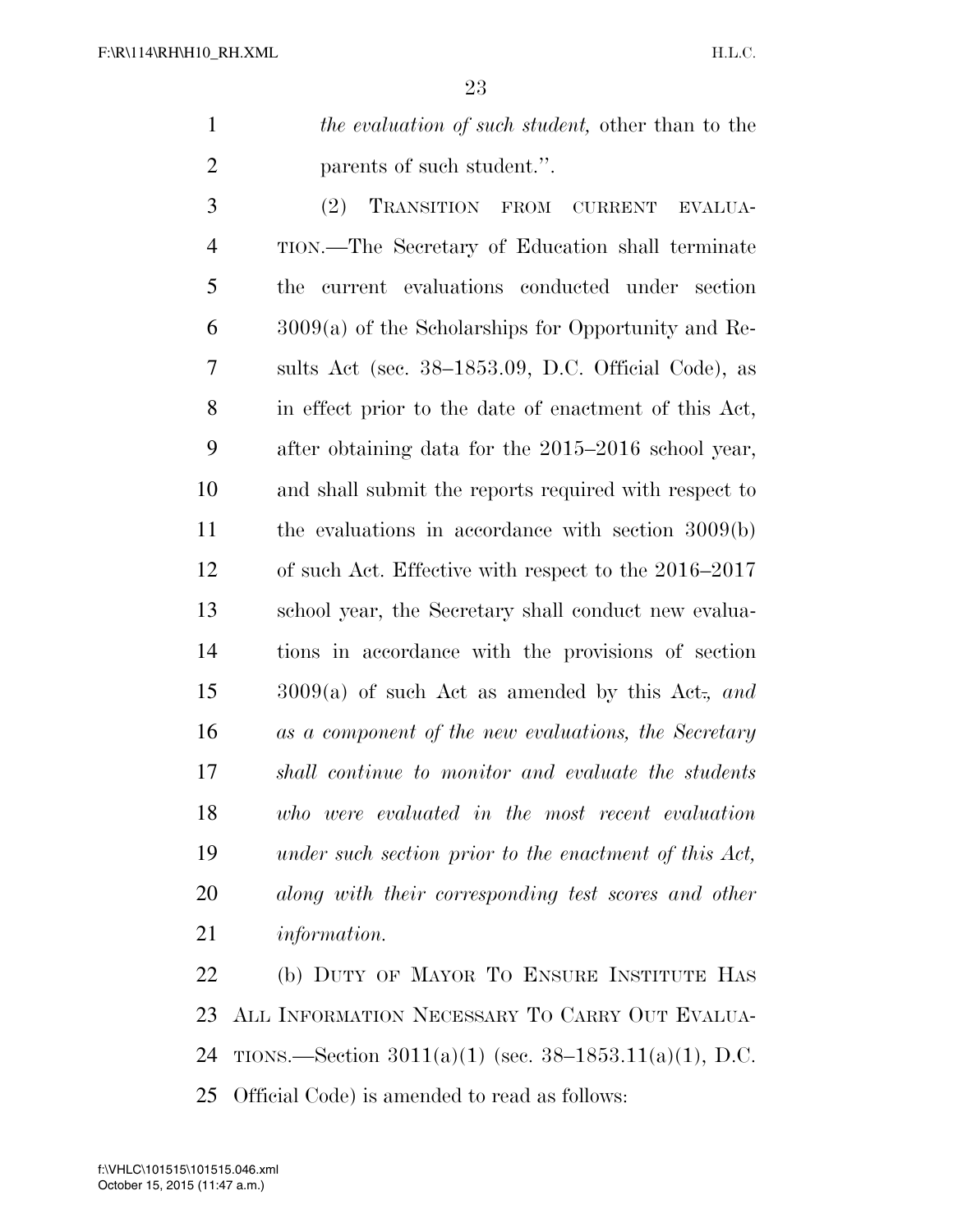*the evaluation of such student,* other than to the parents of such student.''.

(2) TRANSITION FROM CURRENT EVALUATION.—The Secretary of Education shall terminate the current evaluations conducted under section 3009(a) of the Scholarships for Opportunity and Results Act (sec. 38–1853.09, D.C. Official Code), as in effect prior to the date of enactment of this Act, after obtaining data for the 2015–2016 school year, and shall submit the reports required with respect to the evaluations in accordance with section 3009(b) of such Act. Effective with respect to the 2016–2017 school year, the Secretary shall conduct new evaluations in accordance with the provisions of section 3009(a) of such Act as amended by this Act~~.~~*, and as a component of the new evaluations, the Secretary shall continue to monitor and evaluate the students who were evaluated in the most recent evaluation under such section prior to the enactment of this Act, along with their corresponding test scores and other information.*

(b) DUTY OF MAYOR TO ENSURE INSTITUTE HAS ALL INFORMATION NECESSARY TO CARRY OUT EVALUATIONS.—Section 3011(a)(1) (sec. 38–1853.11(a)(1), D.C. Official Code) is amended to read as follows: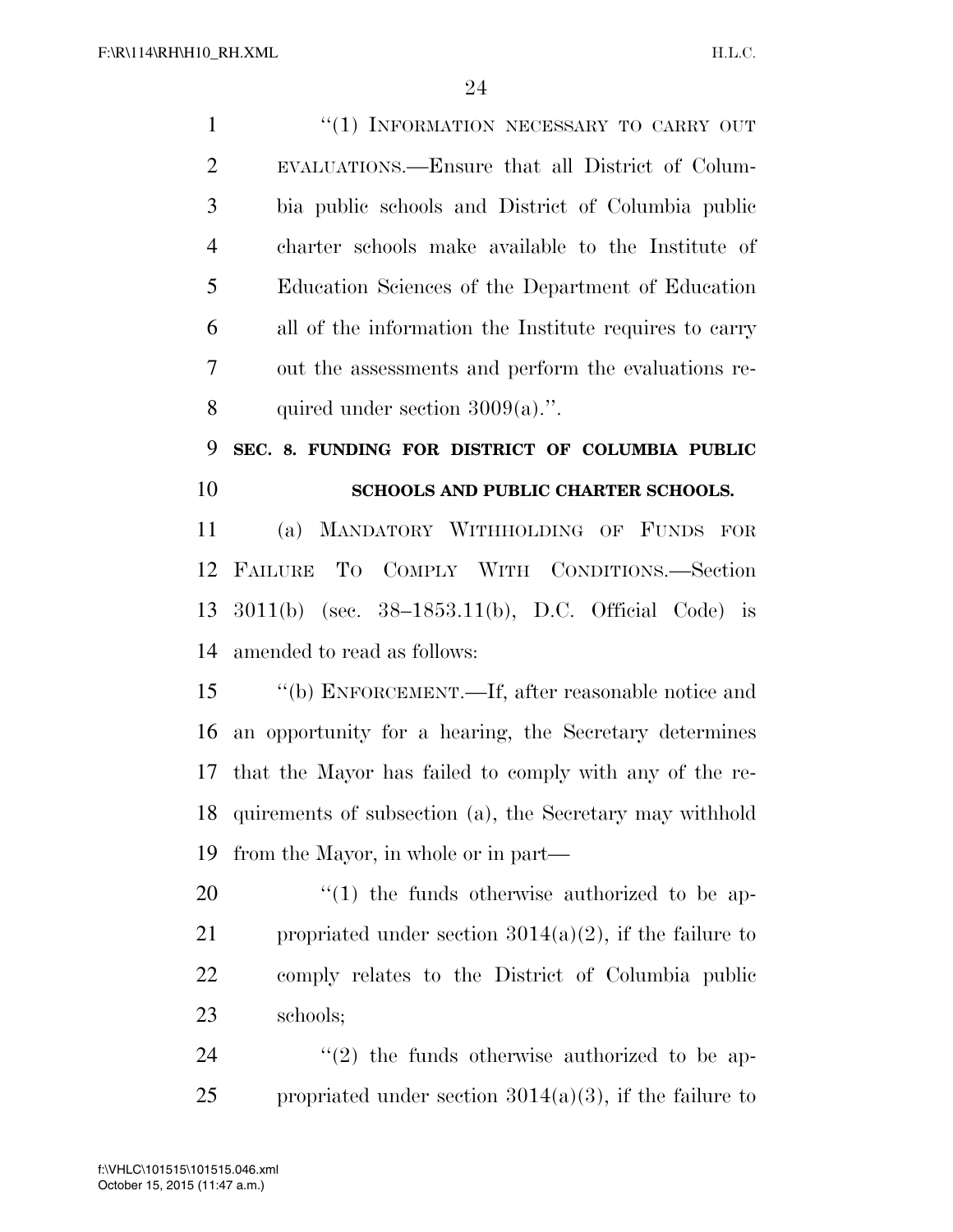"(1) INFORMATION NECESSARY TO CARRY OUT EVALUATIONS.—Ensure that all District of Columbia public schools and District of Columbia public charter schools make available to the Institute of Education Sciences of the Department of Education all of the information the Institute requires to carry out the assessments and perform the evaluations required under section 3009(a).".

**SEC. 8. FUNDING FOR DISTRICT OF COLUMBIA PUBLIC SCHOOLS AND PUBLIC CHARTER SCHOOLS.**

(a) MANDATORY WITHHOLDING OF FUNDS FOR FAILURE TO COMPLY WITH CONDITIONS.—Section 3011(b) (sec. 38–1853.11(b), D.C. Official Code) is amended to read as follows:

"(b) ENFORCEMENT.—If, after reasonable notice and an opportunity for a hearing, the Secretary determines that the Mayor has failed to comply with any of the requirements of subsection (a), the Secretary may withhold from the Mayor, in whole or in part—

"(1) the funds otherwise authorized to be appropriated under section 3014(a)(2), if the failure to comply relates to the District of Columbia public schools;

"(2) the funds otherwise authorized to be appropriated under section 3014(a)(3), if the failure to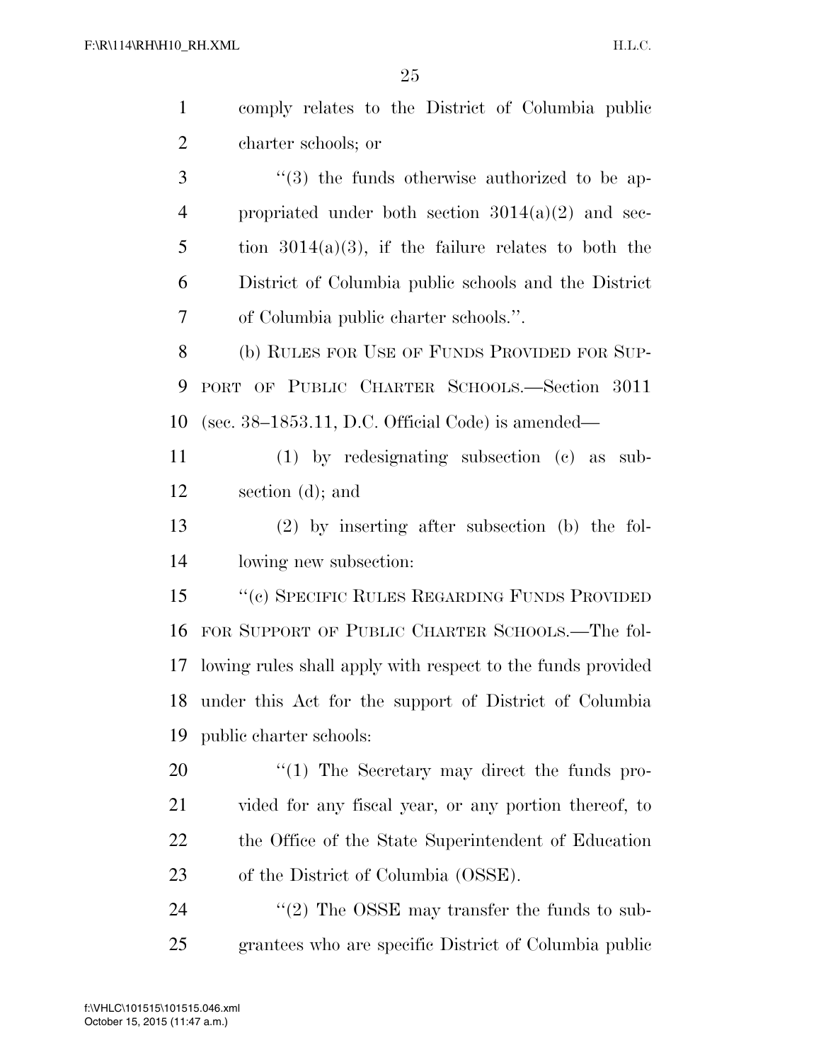comply relates to the District of Columbia public charter schools; or

"(3) the funds otherwise authorized to be appropriated under both section 3014(a)(2) and section 3014(a)(3), if the failure relates to both the District of Columbia public schools and the District of Columbia public charter schools.".

(b) RULES FOR USE OF FUNDS PROVIDED FOR SUPPORT OF PUBLIC CHARTER SCHOOLS.—Section 3011 (sec. 38–1853.11, D.C. Official Code) is amended—

(1) by redesignating subsection (c) as subsection (d); and

(2) by inserting after subsection (b) the following new subsection:

"(c) SPECIFIC RULES REGARDING FUNDS PROVIDED FOR SUPPORT OF PUBLIC CHARTER SCHOOLS.—The following rules shall apply with respect to the funds provided under this Act for the support of District of Columbia public charter schools:

"(1) The Secretary may direct the funds provided for any fiscal year, or any portion thereof, to the Office of the State Superintendent of Education of the District of Columbia (OSSE).

"(2) The OSSE may transfer the funds to subgrantees who are specific District of Columbia public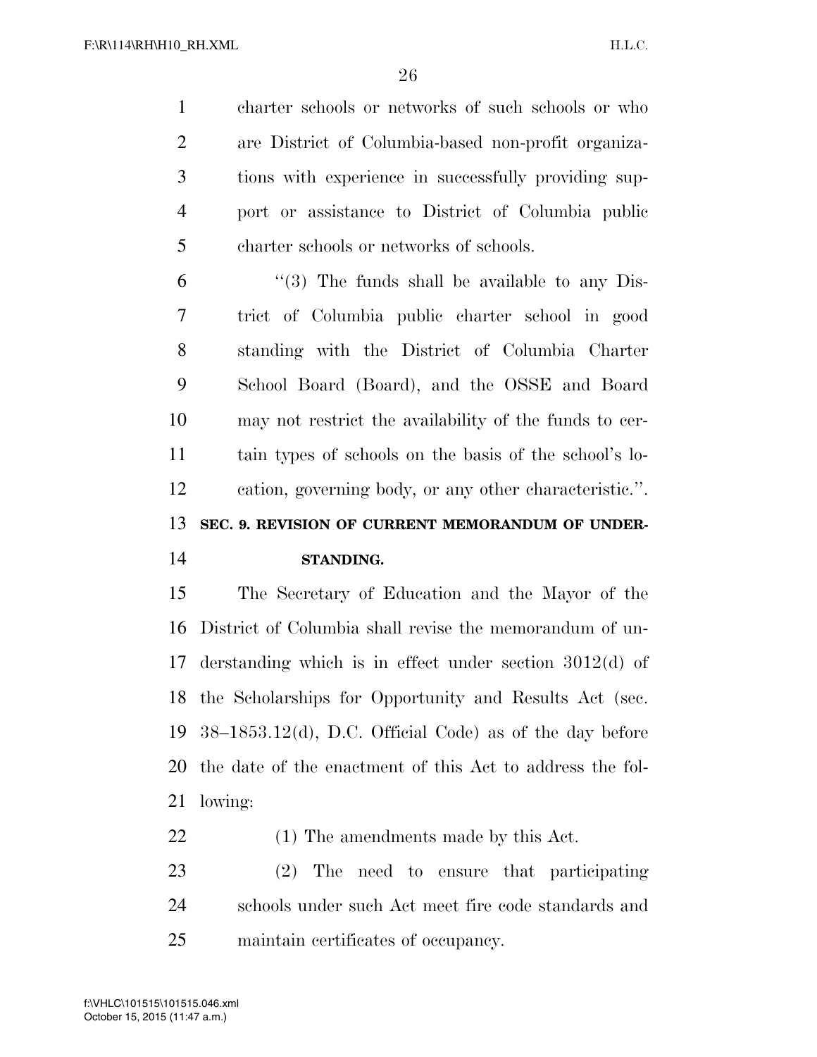charter schools or networks of such schools or who are District of Columbia-based non-profit organizations with experience in successfully providing support or assistance to District of Columbia public charter schools or networks of schools.

"(3) The funds shall be available to any District of Columbia public charter school in good standing with the District of Columbia Charter School Board (Board), and the OSSE and Board may not restrict the availability of the funds to certain types of schools on the basis of the school's location, governing body, or any other characteristic.".

**SEC. 9. REVISION OF CURRENT MEMORANDUM OF UNDERSTANDING.**

The Secretary of Education and the Mayor of the District of Columbia shall revise the memorandum of understanding which is in effect under section 3012(d) of the Scholarships for Opportunity and Results Act (sec. 38–1853.12(d), D.C. Official Code) as of the day before the date of the enactment of this Act to address the following:

(1) The amendments made by this Act.

(2) The need to ensure that participating schools under such Act meet fire code standards and maintain certificates of occupancy.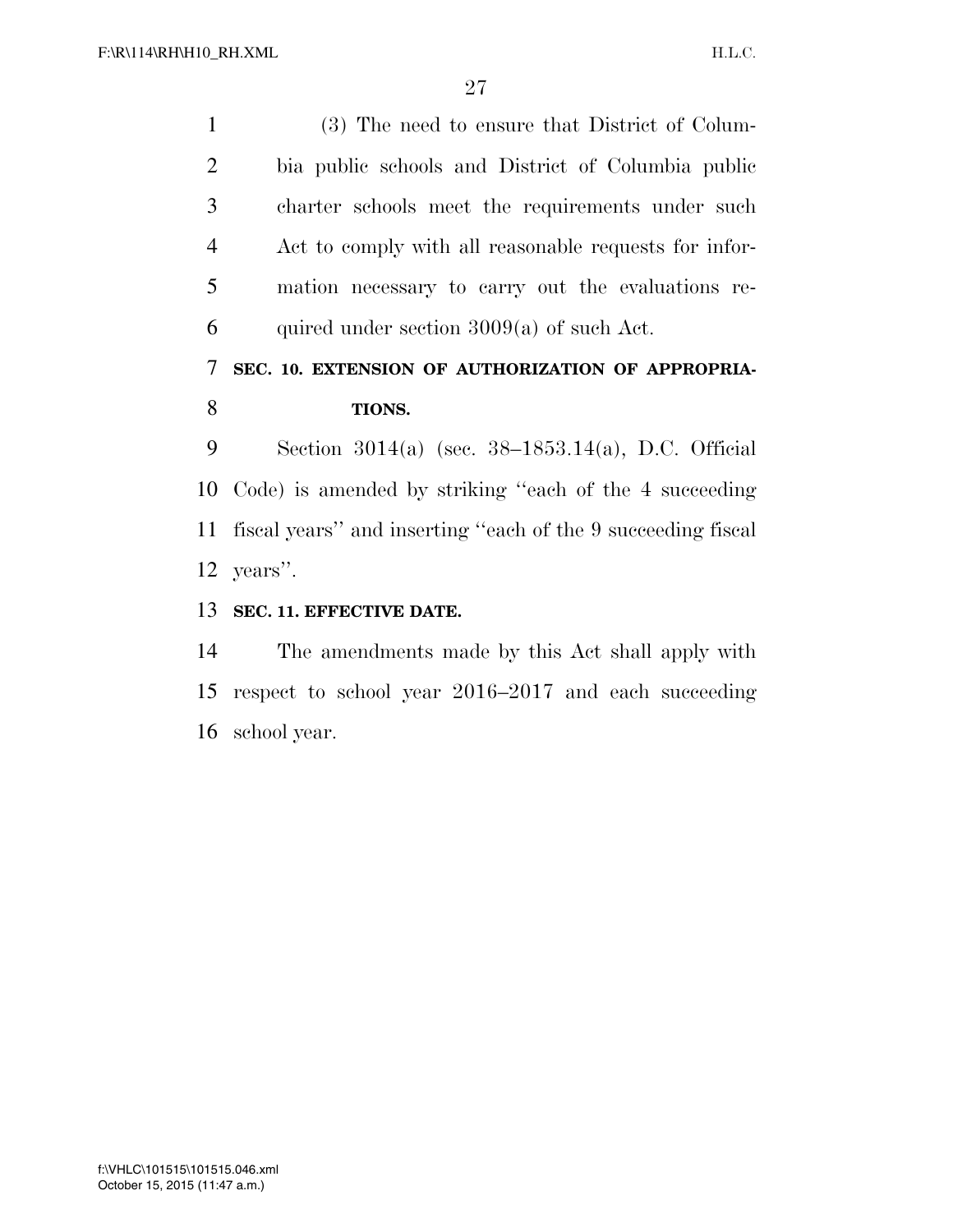(3) The need to ensure that District of Columbia public schools and District of Columbia public charter schools meet the requirements under such Act to comply with all reasonable requests for information necessary to carry out the evaluations required under section 3009(a) of such Act.

**SEC. 10. EXTENSION OF AUTHORIZATION OF APPROPRIATIONS.**

Section 3014(a) (sec. 38–1853.14(a), D.C. Official Code) is amended by striking ''each of the 4 succeeding fiscal years'' and inserting ''each of the 9 succeeding fiscal years''.

**SEC. 11. EFFECTIVE DATE.**

The amendments made by this Act shall apply with respect to school year 2016–2017 and each succeeding school year.